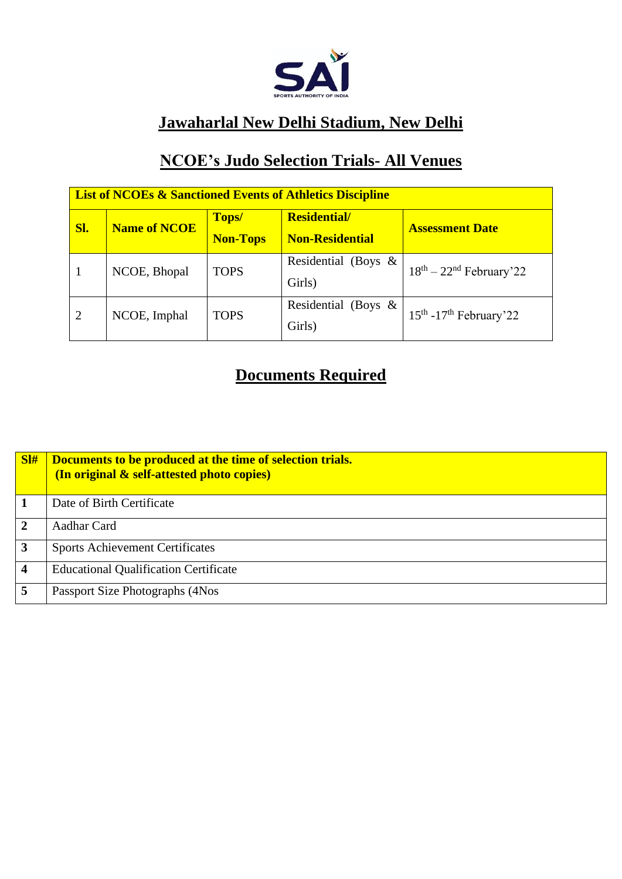# Jawaharlal New Delhi Stadium, New Delhi

## NCOE's Judo Selection Trials- All Venues

| List of NCOEs & Sanctioned Events of Athletics Discipline | | | | |
|---|---|---|---|---|
| **Sl.** | **Name of NCOE** | **Tops/ Non-Tops** | **Residential/ Non-Residential** | **Assessment Date** |
| 1 | NCOE, Bhopal | TOPS | Residential (Boys & Girls) | 18th – 22nd February'22 |
| 2 | NCOE, Imphal | TOPS | Residential (Boys & Girls) | 15th -17th February'22 |

## Documents Required

| Sl# | Documents to be produced at the time of selection trials. (In original & self-attested photo copies) |
|---|---|
| **1** | Date of Birth Certificate |
| **2** | Aadhar Card |
| **3** | Sports Achievement Certificates |
| **4** | Educational Qualification Certificate |
| **5** | Passport Size Photographs (4Nos |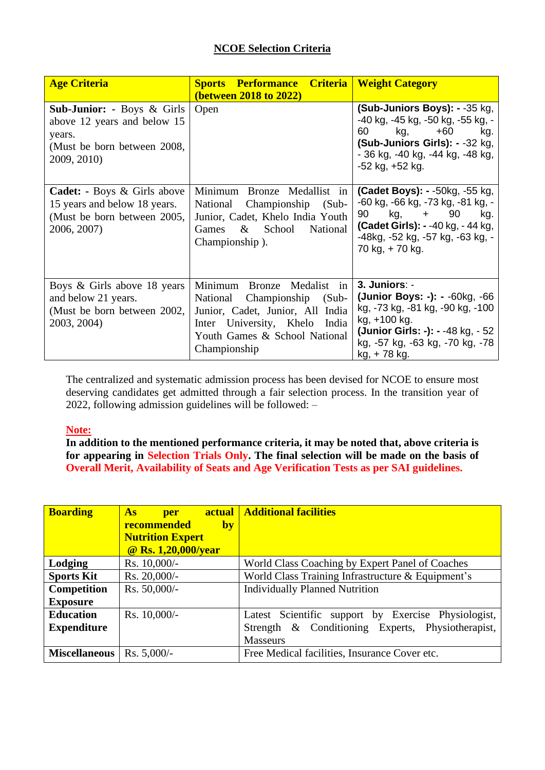## NCOE Selection Criteria

| Age Criteria | Sports Performance Criteria (between 2018 to 2022) | Weight Category |
|---|---|---|
| **Sub-Junior:** - Boys & Girls above 12 years and below 15 years. (Must be born between 2008, 2009, 2010) | Open | **(Sub-Juniors Boys): -** -35 kg, -40 kg, -45 kg, -50 kg, -55 kg, -60 kg, +60 kg. **(Sub-Juniors Girls): -** -32 kg, - 36 kg, -40 kg, -44 kg, -48 kg, -52 kg, +52 kg. |
| **Cadet:** - Boys & Girls above 15 years and below 18 years. (Must be born between 2005, 2006, 2007) | Minimum Bronze Medallist in National Championship (Sub-Junior, Cadet, Khelo India Youth Games & School National Championship ). | **(Cadet Boys): -** -50kg, -55 kg, -60 kg, -66 kg, -73 kg, -81 kg, -90 kg, + 90 kg. **(Cadet Girls): -** -40 kg, - 44 kg, -48kg, -52 kg, -57 kg, -63 kg, -70 kg, + 70 kg. |
| Boys & Girls above 18 years and below 21 years. (Must be born between 2002, 2003, 2004) | Minimum Bronze Medalist in National Championship (Sub-Junior, Cadet, Junior, All India Inter University, Khelo India Youth Games & School National Championship | **3. Juniors**: - **(Junior Boys: -): -** -60kg, -66 kg, -73 kg, -81 kg, -90 kg, -100 kg, +100 kg. **(Junior Girls: -): -** -48 kg, - 52 kg, -57 kg, -63 kg, -70 kg, -78 kg, + 78 kg. |

The centralized and systematic admission process has been devised for NCOE to ensure most deserving candidates get admitted through a fair selection process. In the transition year of 2022, following admission guidelines will be followed: –

**Note:**

**In addition to the mentioned performance criteria, it may be noted that, above criteria is for appearing in Selection Trials Only. The final selection will be made on the basis of Overall Merit, Availability of Seats and Age Verification Tests as per SAI guidelines.**

| **Boarding** | **As per actual recommended by Nutrition Expert @ Rs. 1,20,000/year** | **Additional facilities** |
|---|---|---|
| **Lodging** | Rs. 10,000/- | World Class Coaching by Expert Panel of Coaches |
| **Sports Kit** | Rs. 20,000/- | World Class Training Infrastructure & Equipment's |
| **Competition Exposure** | Rs. 50,000/- | Individually Planned Nutrition |
| **Education Expenditure** | Rs. 10,000/- | Latest Scientific support by Exercise Physiologist, Strength & Conditioning Experts, Physiotherapist, Masseurs |
| **Miscellaneous** | Rs. 5,000/- | Free Medical facilities, Insurance Cover etc. |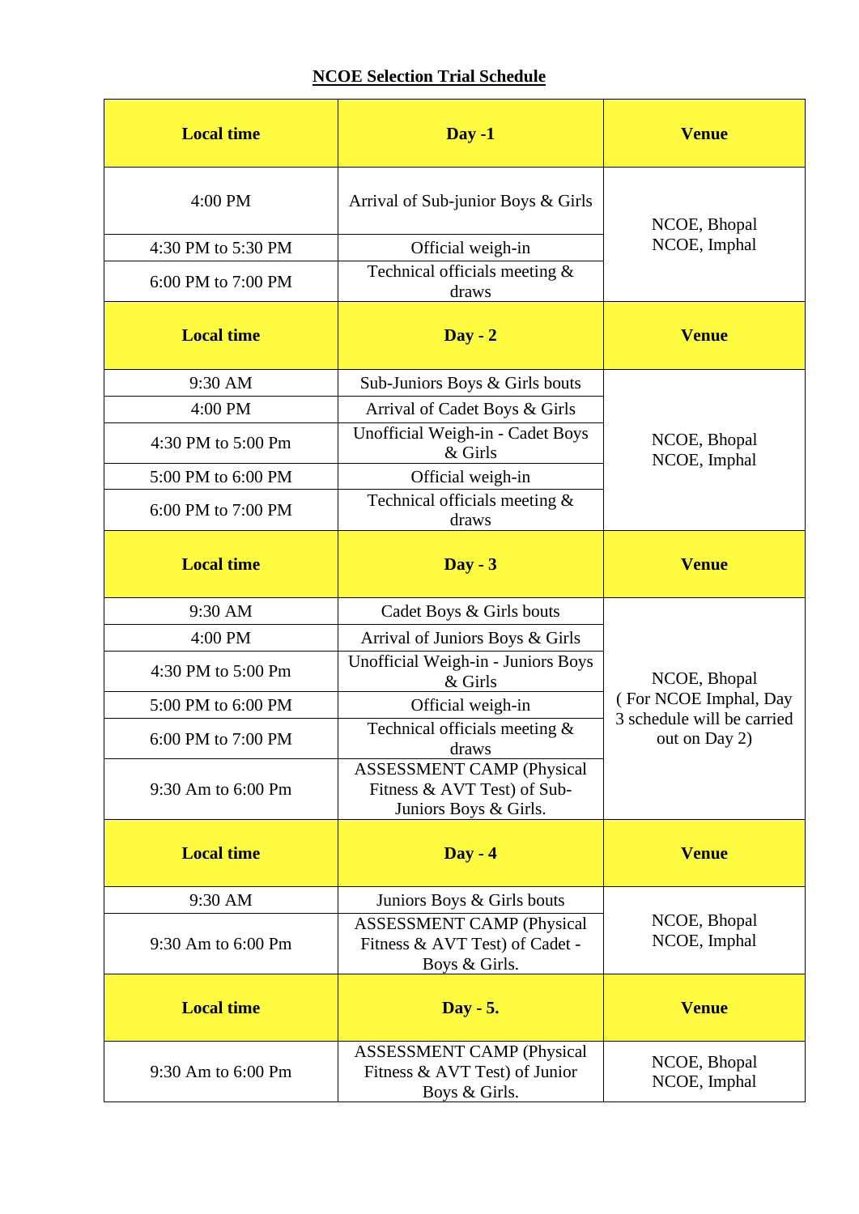## NCOE Selection Trial Schedule

| Local time | Day -1 | Venue |
|---|---|---|
| 4:00 PM | Arrival of Sub-junior Boys & Girls | NCOE, Bhopal NCOE, Imphal |
| 4:30 PM to 5:30 PM | Official weigh-in | |
| 6:00 PM to 7:00 PM | Technical officials meeting & draws | |
| **Local time** | **Day - 2** | **Venue** |
| 9:30 AM | Sub-Juniors Boys & Girls bouts | NCOE, Bhopal NCOE, Imphal |
| 4:00 PM | Arrival of Cadet Boys & Girls | |
| 4:30 PM to 5:00 Pm | Unofficial Weigh-in - Cadet Boys & Girls | |
| 5:00 PM to 6:00 PM | Official weigh-in | |
| 6:00 PM to 7:00 PM | Technical officials meeting & draws | |
| **Local time** | **Day - 3** | **Venue** |
| 9:30 AM | Cadet Boys & Girls bouts | NCOE, Bhopal ( For NCOE Imphal, Day 3 schedule will be carried out on Day 2) |
| 4:00 PM | Arrival of Juniors Boys & Girls | |
| 4:30 PM to 5:00 Pm | Unofficial Weigh-in - Juniors Boys & Girls | |
| 5:00 PM to 6:00 PM | Official weigh-in | |
| 6:00 PM to 7:00 PM | Technical officials meeting & draws | |
| 9:30 Am to 6:00 Pm | ASSESSMENT CAMP (Physical Fitness & AVT Test) of Sub-Juniors Boys & Girls. | |
| **Local time** | **Day - 4** | **Venue** |
| 9:30 AM | Juniors Boys & Girls bouts | NCOE, Bhopal NCOE, Imphal |
| 9:30 Am to 6:00 Pm | ASSESSMENT CAMP (Physical Fitness & AVT Test) of Cadet - Boys & Girls. | |
| **Local time** | **Day - 5.** | **Venue** |
| 9:30 Am to 6:00 Pm | ASSESSMENT CAMP (Physical Fitness & AVT Test) of Junior Boys & Girls. | NCOE, Bhopal NCOE, Imphal |